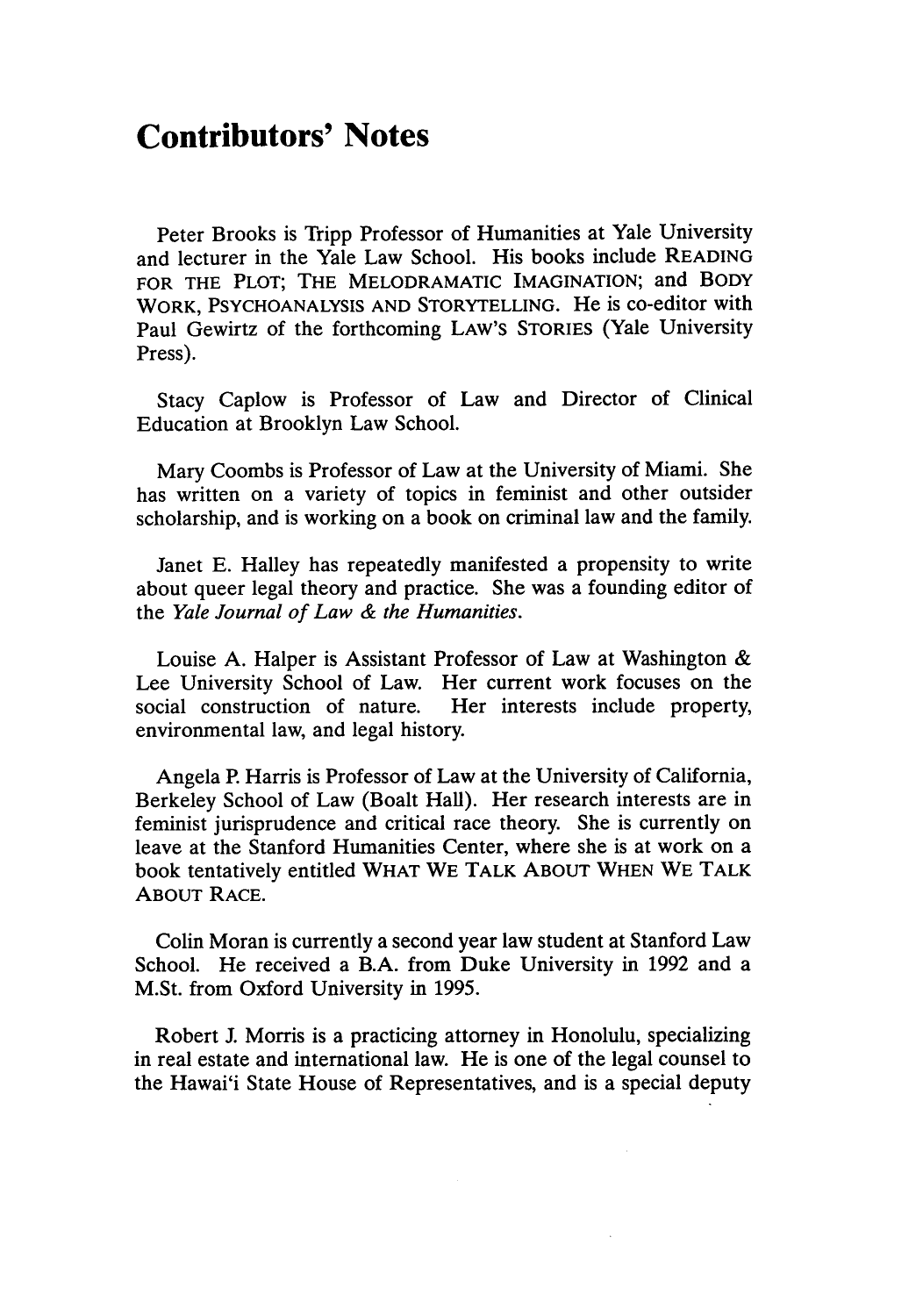# Contributors' Notes

Peter Brooks is Tripp Professor of Humanities at Yale University and lecturer in the Yale Law School. His books include READING FOR THE PLOT; THE MELODRAMATIC IMAGINATION; and BODY WORK, PSYCHOANALYSIS AND STORYTELLING. He is co-editor with Paul Gewirtz of the forthcoming LAW'S STORIES (Yale University Press).

Stacy Caplow is Professor of Law and Director of Clinical Education at Brooklyn Law School.

Mary Coombs is Professor of Law at the University of Miami. She has written on a variety of topics in feminist and other outsider scholarship, and is working on a book on criminal law and the family.

Janet E. Halley has repeatedly manifested a propensity to write about queer legal theory and practice. She was a founding editor of the *Yale Journal of Law & the Humanities*.

Louise A. Halper is Assistant Professor of Law at Washington & Lee University School of Law. Her current work focuses on the social construction of nature. Her interests include property, environmental law, and legal history.

Angela P. Harris is Professor of Law at the University of California, Berkeley School of Law (Boalt Hall). Her research interests are in feminist jurisprudence and critical race theory. She is currently on leave at the Stanford Humanities Center, where she is at work on a book tentatively entitled WHAT WE TALK ABOUT WHEN WE TALK ABOUT RACE.

Colin Moran is currently a second year law student at Stanford Law School. He received a B.A. from Duke University in 1992 and a M.St. from Oxford University in 1995.

Robert J. Morris is a practicing attorney in Honolulu, specializing in real estate and international law. He is one of the legal counsel to the Hawai'i State House of Representatives, and is a special deputy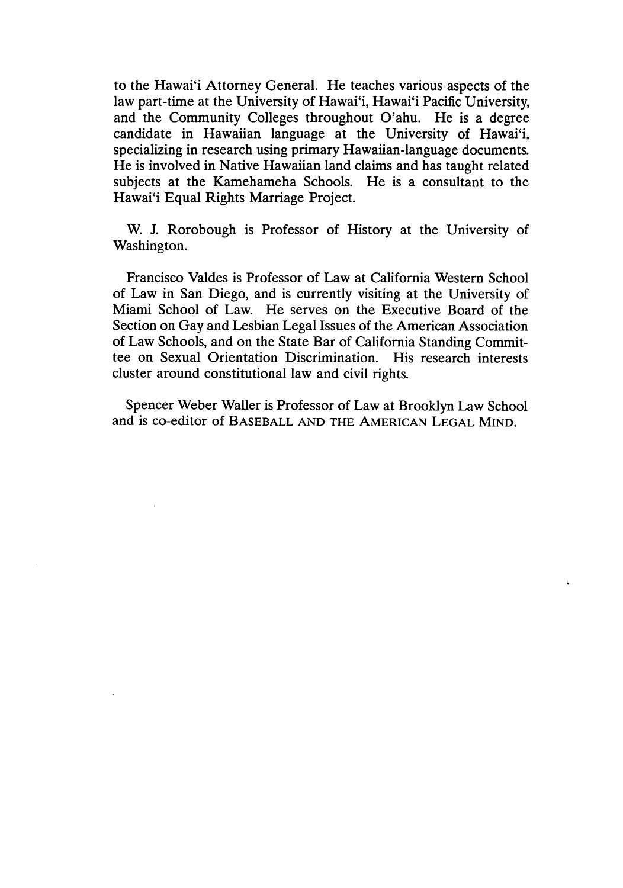to the Hawai'i Attorney General. He teaches various aspects of the law part-time at the University of Hawai'i, Hawai'i Pacific University, and the Community Colleges throughout O'ahu. He is a degree candidate in Hawaiian language at the University of Hawai'i, specializing in research using primary Hawaiian-language documents. He is involved in Native Hawaiian land claims and has taught related subjects at the Kamehameha Schools. He is a consultant to the Hawai'i Equal Rights Marriage Project.

W. J. Rorobough is Professor of History at the University of Washington.

Francisco Valdes is Professor of Law at California Western School of Law in San Diego, and is currently visiting at the University of Miami School of Law. He serves on the Executive Board of the Section on Gay and Lesbian Legal Issues of the American Association of Law Schools, and on the State Bar of California Standing Committee on Sexual Orientation Discrimination. His research interests cluster around constitutional law and civil rights.

Spencer Weber Waller is Professor of Law at Brooklyn Law School and is co-editor of BASEBALL AND THE AMERICAN LEGAL MIND.